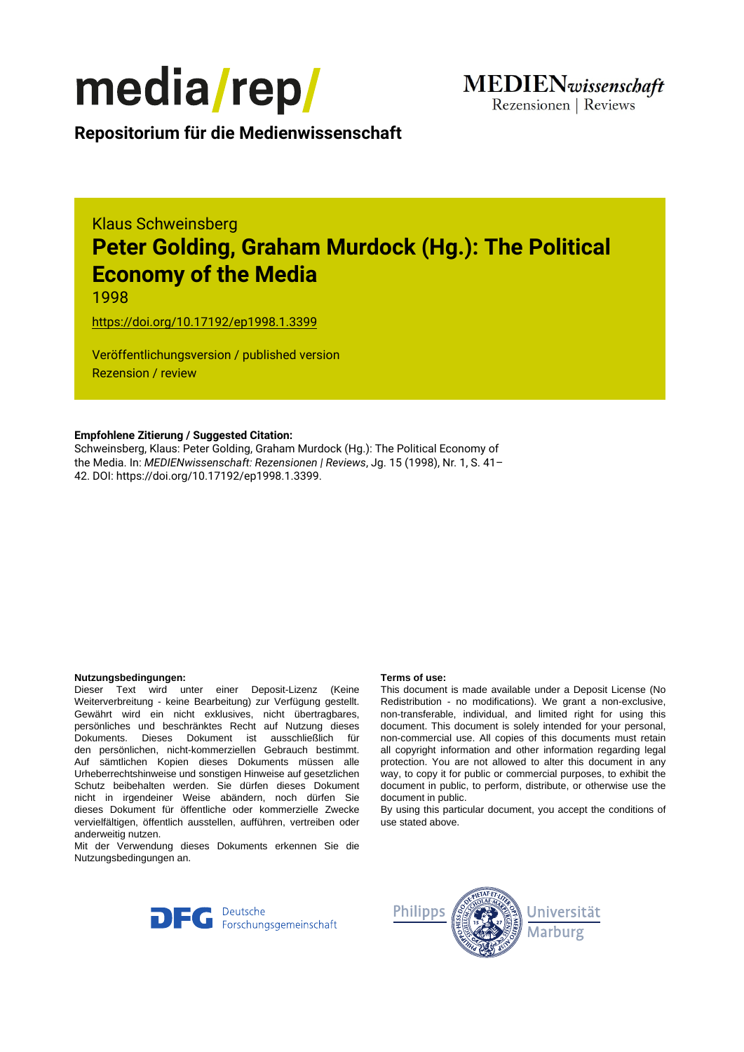media/rep/

**Repositorium für die Medienwissenschaft**

MEDIENwissenschaft
Rezensionen | Reviews

Klaus Schweinsberg

# Peter Golding, Graham Murdock (Hg.): The Political Economy of the Media

1998

https://doi.org/10.17192/ep1998.1.3399

Veröffentlichungsversion / published version
Rezension / review

**Empfohlene Zitierung / Suggested Citation:**
Schweinsberg, Klaus: Peter Golding, Graham Murdock (Hg.): The Political Economy of the Media. In: *MEDIENwissenschaft: Rezensionen | Reviews*, Jg. 15 (1998), Nr. 1, S. 41–42. DOI: https://doi.org/10.17192/ep1998.1.3399.

**Nutzungsbedingungen:**
Dieser Text wird unter einer Deposit-Lizenz (Keine Weiterverbreitung - keine Bearbeitung) zur Verfügung gestellt. Gewährt wird ein nicht exklusives, nicht übertragbares, persönliches und beschränktes Recht auf Nutzung dieses Dokuments. Dieses Dokument ist ausschließlich für den persönlichen, nicht-kommerziellen Gebrauch bestimmt. Auf sämtlichen Kopien dieses Dokuments müssen alle Urheberrechtshinweise und sonstigen Hinweise auf gesetzlichen Schutz beibehalten werden. Sie dürfen dieses Dokument nicht in irgendeiner Weise abändern, noch dürfen Sie dieses Dokument für öffentliche oder kommerzielle Zwecke vervielfältigen, öffentlich ausstellen, aufführen, vertreiben oder anderweitig nutzen.
Mit der Verwendung dieses Dokuments erkennen Sie die Nutzungsbedingungen an.

**Terms of use:**
This document is made available under a Deposit License (No Redistribution - no modifications). We grant a non-exclusive, non-transferable, individual, and limited right for using this document. This document is solely intended for your personal, non-commercial use. All copies of this documents must retain all copyright information and other information regarding legal protection. You are not allowed to alter this document in any way, to copy it for public or commercial purposes, to exhibit the document in public, to perform, distribute, or otherwise use the document in public.
By using this particular document, you accept the conditions of use stated above.

DFG Deutsche Forschungsgemeinschaft

Philipps Universität Marburg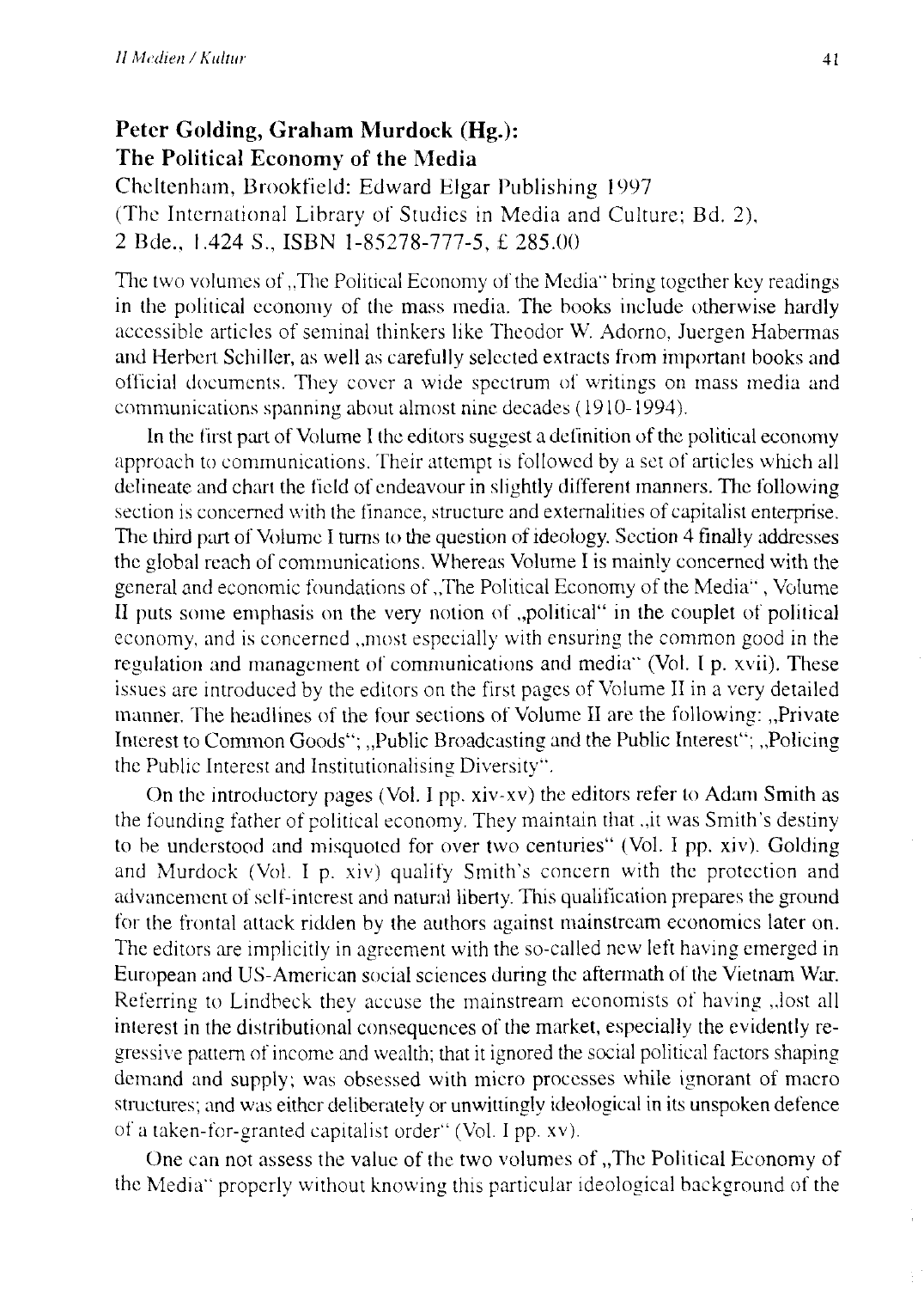## Peter Golding, Graham Murdock (Hg.): The Political Economy of the Media

Cheltenham, Brookfield: Edward Elgar Publishing 1997
(The International Library of Studies in Media and Culture; Bd. 2),
2 Bde., 1.424 S., ISBN 1-85278-777-5, £ 285.00

The two volumes of „The Political Economy of the Media" bring together key readings in the political economy of the mass media. The books include otherwise hardly accessible articles of seminal thinkers like Theodor W. Adorno, Juergen Habermas and Herbert Schiller, as well as carefully selected extracts from important books and official documents. They cover a wide spectrum of writings on mass media and communications spanning about almost nine decades (1910-1994).

In the first part of Volume I the editors suggest a definition of the political economy approach to communications. Their attempt is followed by a set of articles which all delineate and chart the field of endeavour in slightly different manners. The following section is concerned with the finance, structure and externalities of capitalist enterprise. The third part of Volume I turns to the question of ideology. Section 4 finally addresses the global reach of communications. Whereas Volume I is mainly concerned with the general and economic foundations of „The Political Economy of the Media", Volume II puts some emphasis on the very notion of „political" in the couplet of political economy, and is concerned „most especially with ensuring the common good in the regulation and management of communications and media" (Vol. I p. xvii). These issues are introduced by the editors on the first pages of Volume II in a very detailed manner. The headlines of the four sections of Volume II are the following: „Private Interest to Common Goods"; „Public Broadcasting and the Public Interest"; „Policing the Public Interest and Institutionalising Diversity".

On the introductory pages (Vol. I pp. xiv-xv) the editors refer to Adam Smith as the founding father of political economy. They maintain that „it was Smith's destiny to be understood and misquoted for over two centuries" (Vol. I pp. xiv). Golding and Murdock (Vol. I p. xiv) qualify Smith's concern with the protection and advancement of self-interest and natural liberty. This qualification prepares the ground for the frontal attack ridden by the authors against mainstream economics later on. The editors are implicitly in agreement with the so-called new left having emerged in European and US-American social sciences during the aftermath of the Vietnam War. Referring to Lindbeck they accuse the mainstream economists of having „lost all interest in the distributional consequences of the market, especially the evidently regressive pattern of income and wealth; that it ignored the social political factors shaping demand and supply; was obsessed with micro processes while ignorant of macro structures; and was either deliberately or unwittingly ideological in its unspoken defence of a taken-for-granted capitalist order" (Vol. I pp. xv).

One can not assess the value of the two volumes of „The Political Economy of the Media" properly without knowing this particular ideological background of the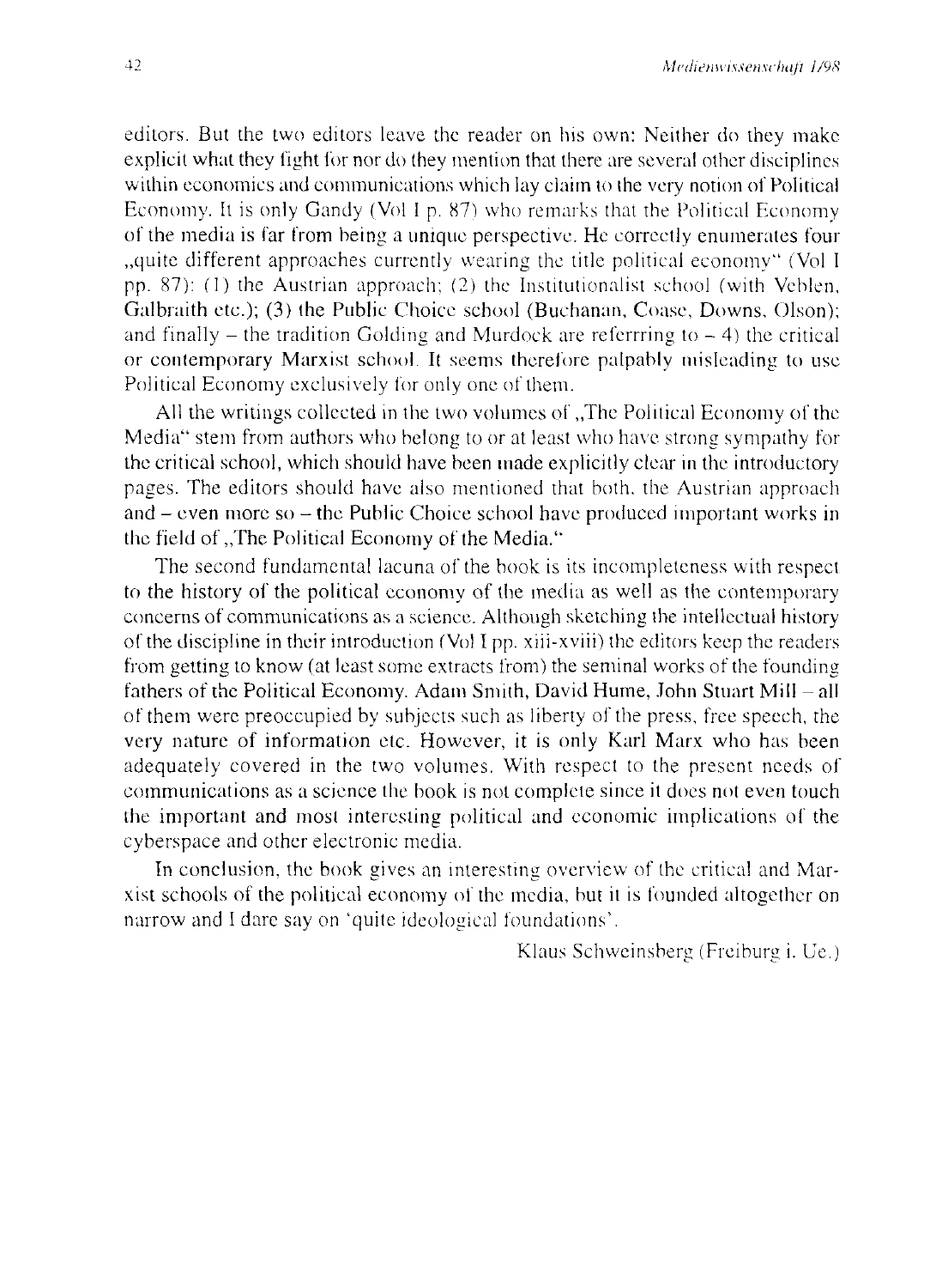editors. But the two editors leave the reader on his own: Neither do they make explicit what they fight for nor do they mention that there are several other disciplines within economics and communications which lay claim to the very notion of Political Economy. It is only Gandy (Vol I p. 87) who remarks that the Political Economy of the media is far from being a unique perspective. He correctly enumerates four „quite different approaches currently wearing the title political economy" (Vol I pp. 87): (1) the Austrian approach; (2) the Institutionalist school (with Veblen, Galbraith etc.); (3) the Public Choice school (Buchanan, Coase, Downs, Olson); and finally – the tradition Golding and Murdock are referrring to – 4) the critical or contemporary Marxist school. It seems therefore palpably misleading to use Political Economy exclusively for only one of them.

All the writings collected in the two volumes of „The Political Economy of the Media" stem from authors who belong to or at least who have strong sympathy for the critical school, which should have been made explicitly clear in the introductory pages. The editors should have also mentioned that both, the Austrian approach and – even more so – the Public Choice school have produced important works in the field of „The Political Economy of the Media."

The second fundamental lacuna of the book is its incompleteness with respect to the history of the political economy of the media as well as the contemporary concerns of communications as a science. Although sketching the intellectual history of the discipline in their introduction (Vol I pp. xiii-xviii) the editors keep the readers from getting to know (at least some extracts from) the seminal works of the founding fathers of the Political Economy. Adam Smith, David Hume, John Stuart Mill – all of them were preoccupied by subjects such as liberty of the press, free speech, the very nature of information etc. However, it is only Karl Marx who has been adequately covered in the two volumes. With respect to the present needs of communications as a science the book is not complete since it does not even touch the important and most interesting political and economic implications of the cyberspace and other electronic media.

In conclusion, the book gives an interesting overview of the critical and Marxist schools of the political economy of the media, but it is founded altogether on narrow and I dare say on 'quite ideological foundations'.

Klaus Schweinsberg (Freiburg i. Ue.)